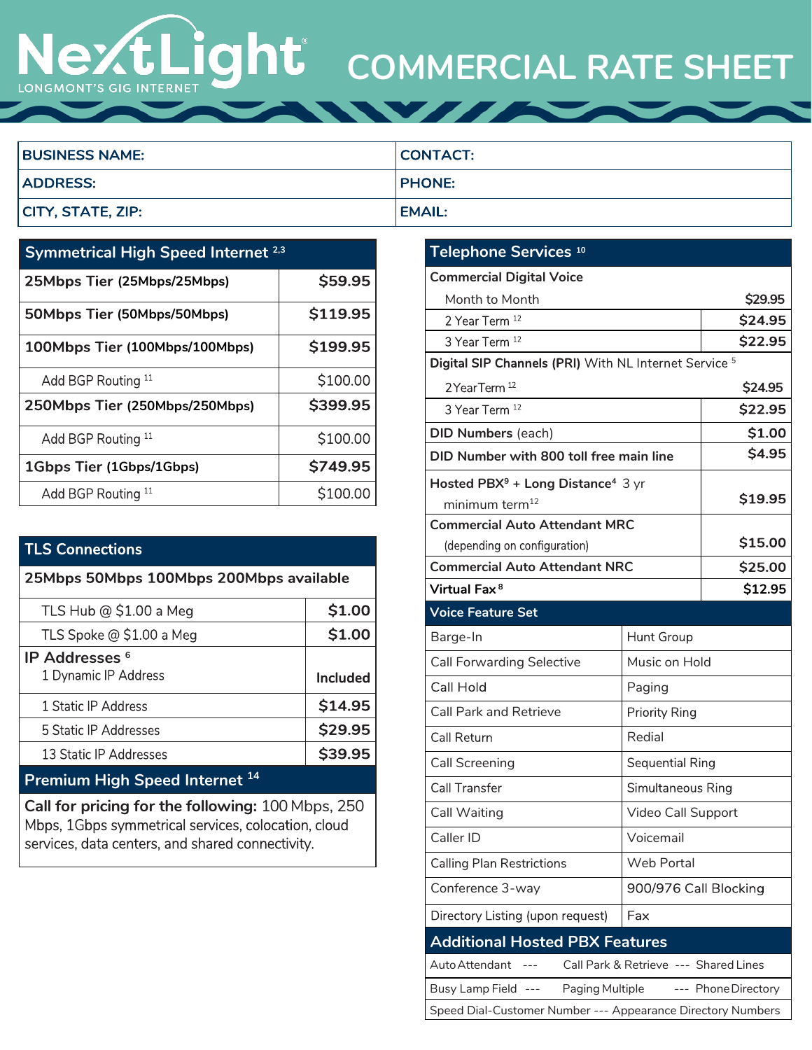# NextLight
LONGMONT'S GIG INTERNET

# COMMERCIAL RATE SHEET

| BUSINESS NAME: | CONTACT: |
|---|---|
| ADDRESS: | PHONE: |
| CITY, STATE, ZIP: | EMAIL: |

## Symmetrical High Speed Internet [2,3]

| Tier | Price |
|---|---|
| **25Mbps Tier (25Mbps/25Mbps)** | **$59.95** |
| **50Mbps Tier (50Mbps/50Mbps)** | **$119.95** |
| **100Mbps Tier (100Mbps/100Mbps)** | **$199.95** |
| Add BGP Routing [11] | $100.00 |
| **250Mbps Tier (250Mbps/250Mbps)** | **$399.95** |
| Add BGP Routing [11] | $100.00 |
| **1Gbps Tier (1Gbps/1Gbps)** | **$749.95** |
| Add BGP Routing [11] | $100.00 |

## TLS Connections

| 25Mbps 50Mbps 100Mbps 200Mbps available | |
|---|---|
| TLS Hub @ $1.00 a Meg | **$1.00** |
| TLS Spoke @ $1.00 a Meg | **$1.00** |
| **IP Addresses** [6] 1 Dynamic IP Address | **Included** |
| 1 Static IP Address | **$14.95** |
| 5 Static IP Addresses | **$29.95** |
| 13 Static IP Addresses | **$39.95** |

## Premium High Speed Internet [14]

**Call for pricing for the following:** 100 Mbps, 250 Mbps, 1Gbps symmetrical services, colocation, cloud services, data centers, and shared connectivity.

## Telephone Services [10]

| Service | Price |
|---|---|
| **Commercial Digital Voice** | |
| Month to Month | $29.95 |
| 2 Year Term [12] | **$24.95** |
| 3 Year Term [12] | **$22.95** |
| **Digital SIP Channels (PRI)** With NL Internet Service [5] | |
| 2 Year Term [12] | $24.95 |
| 3 Year Term [12] | **$22.95** |
| **DID Numbers** (each) | **$1.00** |
| **DID Number with 800 toll free main line** | **$4.95** |
| **Hosted PBX[9] + Long Distance[4]** 3 yr minimum term[12] | **$19.95** |
| **Commercial Auto Attendant MRC** (depending on configuration) | **$15.00** |
| **Commercial Auto Attendant NRC** | **$25.00** |
| **Virtual Fax** [8] | **$12.95** |

## Voice Feature Set

| | |
|---|---|
| Barge-In | Hunt Group |
| Call Forwarding Selective | Music on Hold |
| Call Hold | Paging |
| Call Park and Retrieve | Priority Ring |
| Call Return | Redial |
| Call Screening | Sequential Ring |
| Call Transfer | Simultaneous Ring |
| Call Waiting | Video Call Support |
| Caller ID | Voicemail |
| Calling Plan Restrictions | Web Portal |
| Conference 3-way | 900/976 Call Blocking |
| Directory Listing (upon request) | Fax |

## Additional Hosted PBX Features

Auto Attendant --- Call Park & Retrieve --- Shared Lines

Busy Lamp Field --- Paging Multiple --- Phone Directory

Speed Dial-Customer Number --- Appearance Directory Numbers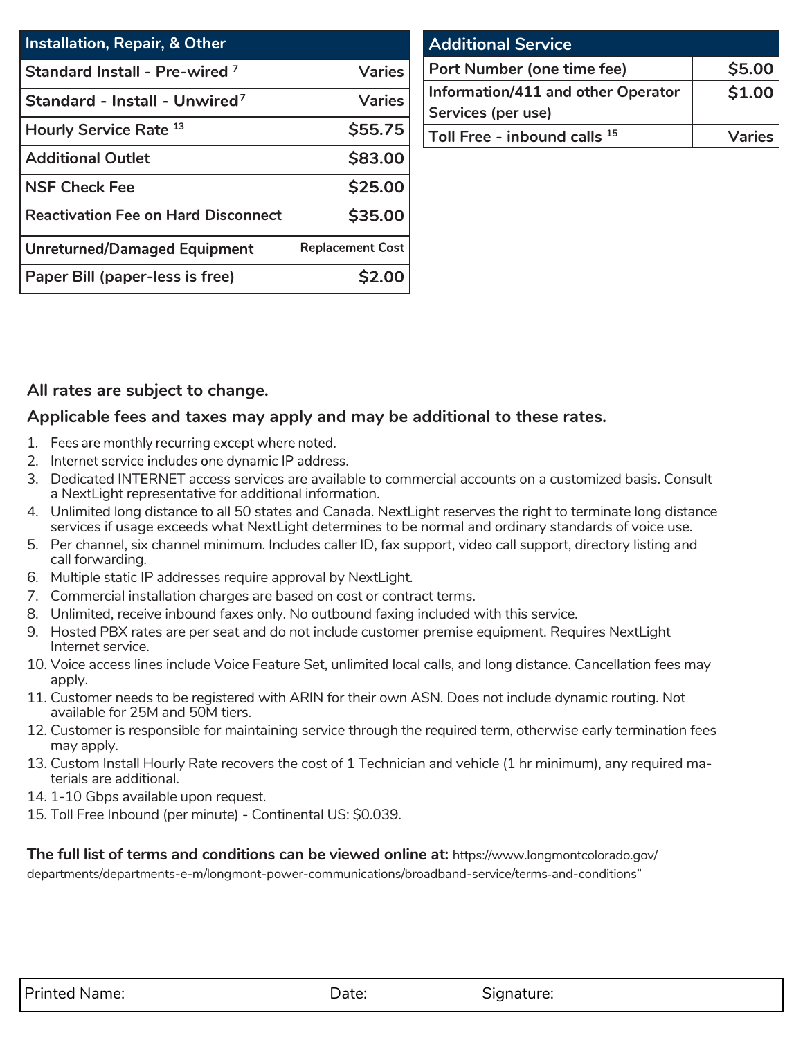| Installation, Repair, & Other | |
|---|---|
| Standard Install - Pre-wired [7] | Varies |
| Standard - Install - Unwired [7] | Varies |
| Hourly Service Rate [13] | $55.75 |
| Additional Outlet | $83.00 |
| NSF Check Fee | $25.00 |
| Reactivation Fee on Hard Disconnect | $35.00 |
| Unreturned/Damaged Equipment | Replacement Cost |
| Paper Bill (paper-less is free) | $2.00 |

| Additional Service | |
|---|---|
| Port Number (one time fee) | $5.00 |
| Information/411 and other Operator Services (per use) | $1.00 |
| Toll Free - inbound calls [15] | Varies |

**All rates are subject to change.**

**Applicable fees and taxes may apply and may be additional to these rates.**

1. Fees are monthly recurring except where noted.
2. Internet service includes one dynamic IP address.
3. Dedicated INTERNET access services are available to commercial accounts on a customized basis. Consult a NextLight representative for additional information.
4. Unlimited long distance to all 50 states and Canada. NextLight reserves the right to terminate long distance services if usage exceeds what NextLight determines to be normal and ordinary standards of voice use.
5. Per channel, six channel minimum. Includes caller ID, fax support, video call support, directory listing and call forwarding.
6. Multiple static IP addresses require approval by NextLight.
7. Commercial installation charges are based on cost or contract terms.
8. Unlimited, receive inbound faxes only. No outbound faxing included with this service.
9. Hosted PBX rates are per seat and do not include customer premise equipment. Requires NextLight Internet service.
10. Voice access lines include Voice Feature Set, unlimited local calls, and long distance. Cancellation fees may apply.
11. Customer needs to be registered with ARIN for their own ASN. Does not include dynamic routing. Not available for 25M and 50M tiers.
12. Customer is responsible for maintaining service through the required term, otherwise early termination fees may apply.
13. Custom Install Hourly Rate recovers the cost of 1 Technician and vehicle (1 hr minimum), any required materials are additional.
14. 1-10 Gbps available upon request.
15. Toll Free Inbound (per minute) - Continental US: $0.039.

**The full list of terms and conditions can be viewed online at:** https://www.longmontcolorado.gov/departments/departments-e-m/longmont-power-communications/broadband-service/terms-and-conditions"

| Printed Name: | Date: | Signature: |
|---|---|---|